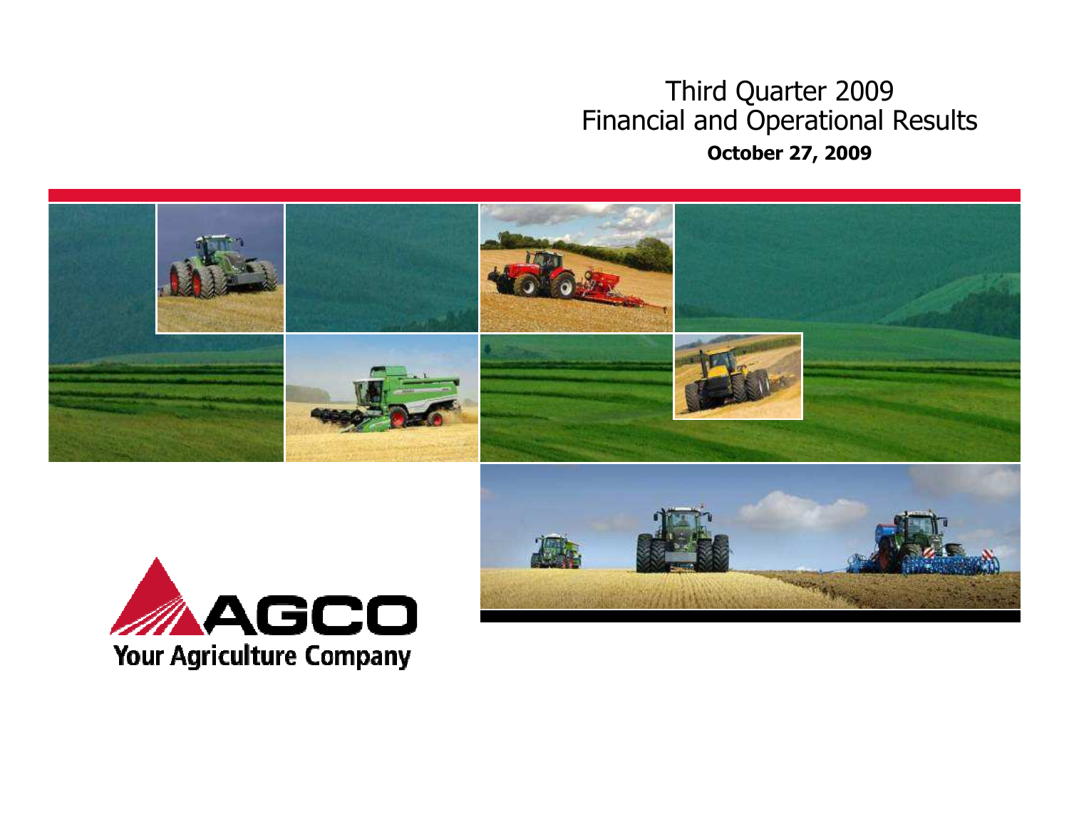# Third Quarter 2009
# Financial and Operational Results

**October 27, 2009**

AGCO

Your Agriculture Company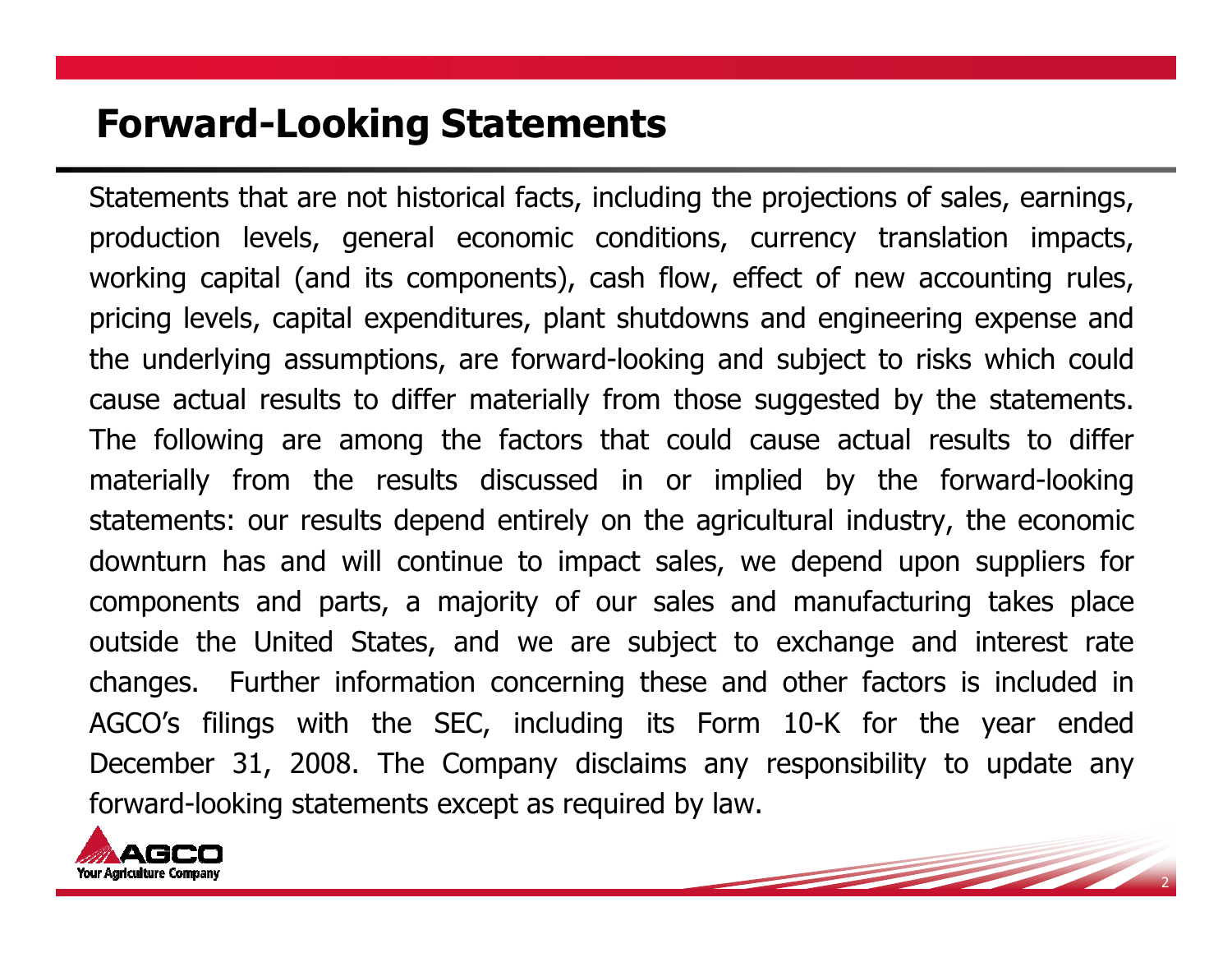# Forward-Looking Statements

Statements that are not historical facts, including the projections of sales, earnings, production levels, general economic conditions, currency translation impacts, working capital (and its components), cash flow, effect of new accounting rules, pricing levels, capital expenditures, plant shutdowns and engineering expense and the underlying assumptions, are forward-looking and subject to risks which could cause actual results to differ materially from those suggested by the statements. The following are among the factors that could cause actual results to differ materially from the results discussed in or implied by the forward-looking statements: our results depend entirely on the agricultural industry, the economic downturn has and will continue to impact sales, we depend upon suppliers for components and parts, a majority of our sales and manufacturing takes place outside the United States, and we are subject to exchange and interest rate changes. Further information concerning these and other factors is included in AGCO's filings with the SEC, including its Form 10-K for the year ended December 31, 2008. The Company disclaims any responsibility to update any forward-looking statements except as required by law.

AGCO
Your Agriculture Company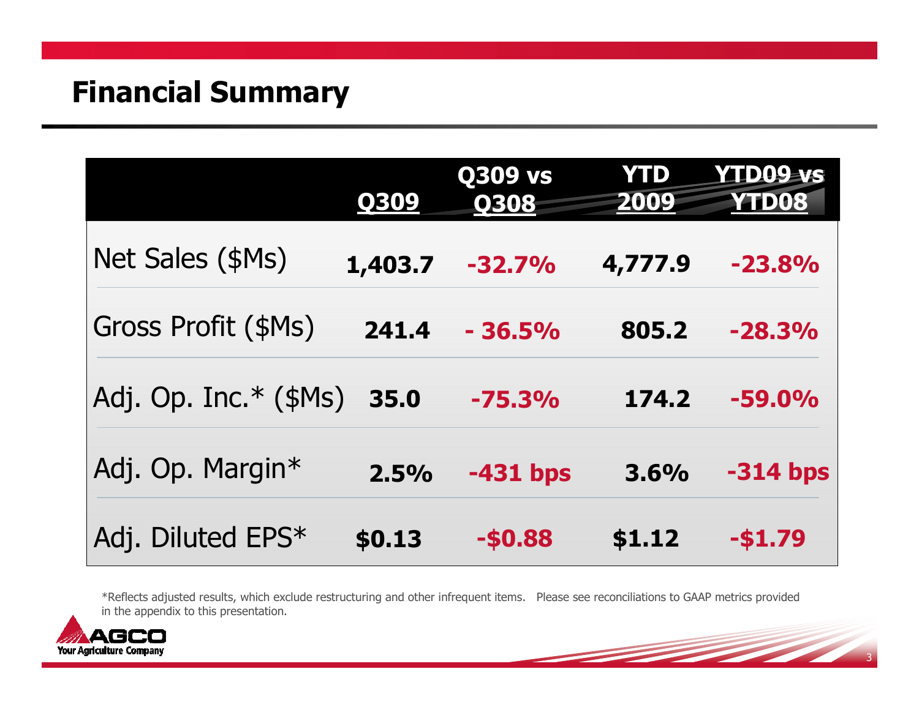# Financial Summary

| | Q309 | Q309 vs Q308 | YTD 2009 | YTD09 vs YTD08 |
|---|---|---|---|---|
| Net Sales ($Ms) | 1,403.7 | -32.7% | 4,777.9 | -23.8% |
| Gross Profit ($Ms) | 241.4 | - 36.5% | 805.2 | -28.3% |
| Adj. Op. Inc.* ($Ms) | 35.0 | -75.3% | 174.2 | -59.0% |
| Adj. Op. Margin* | 2.5% | -431 bps | 3.6% | -314 bps |
| Adj. Diluted EPS* | $0.13 | -$0.88 | $1.12 | -$1.79 |

*Reflects adjusted results, which exclude restructuring and other infrequent items. Please see reconciliations to GAAP metrics provided in the appendix to this presentation.

AGCO
Your Agriculture Company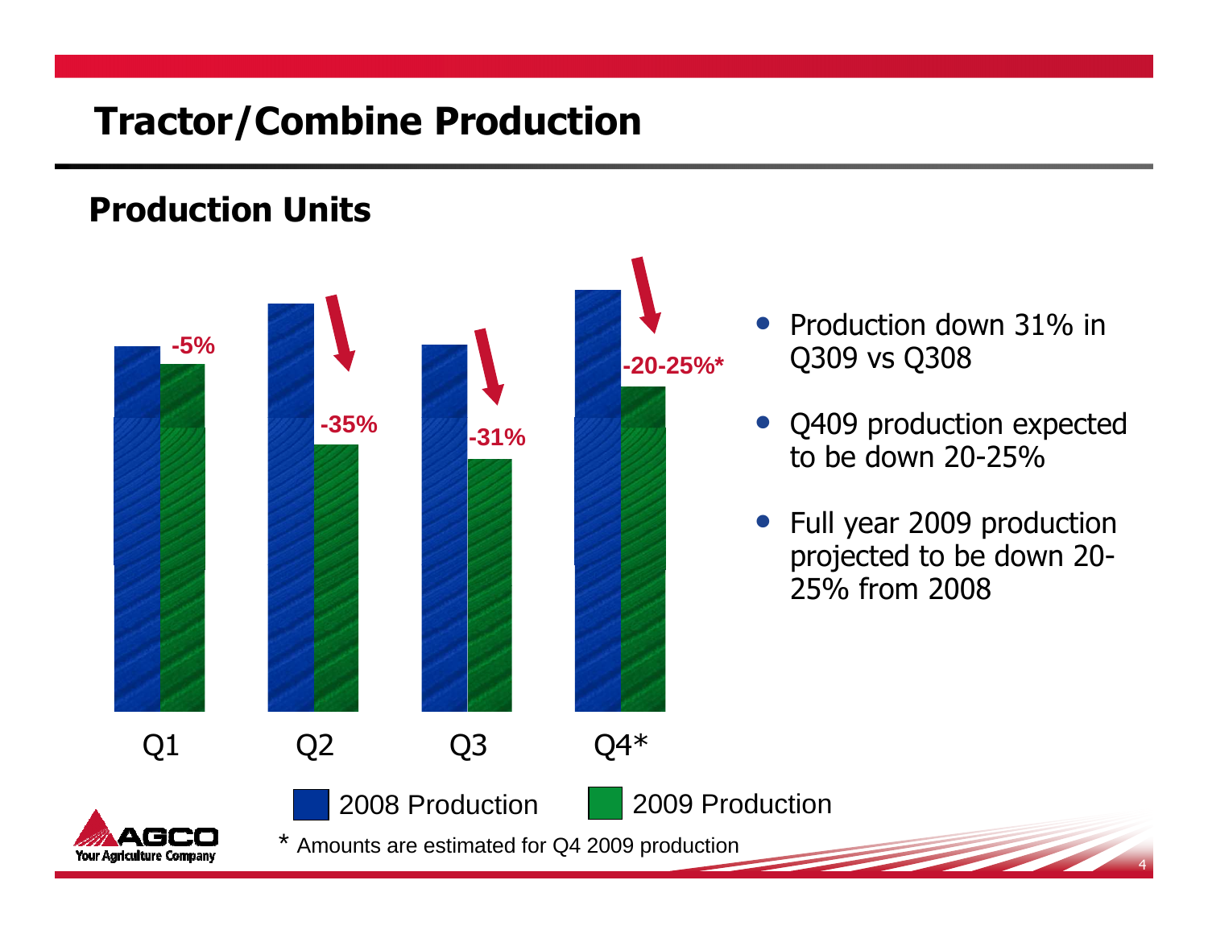# Tractor/Combine Production

## Production Units

| | 2008 Production | 2009 Production | Change |
|---|---|---|---|
| Q1 | | | -5% |
| Q2 | | | -35% |
| Q3 | | | -31% |
| Q4* | | | -20-25%* |

- Production down 31% in Q309 vs Q308
- Q409 production expected to be down 20-25%
- Full year 2009 production projected to be down 20-25% from 2008

\* Amounts are estimated for Q4 2009 production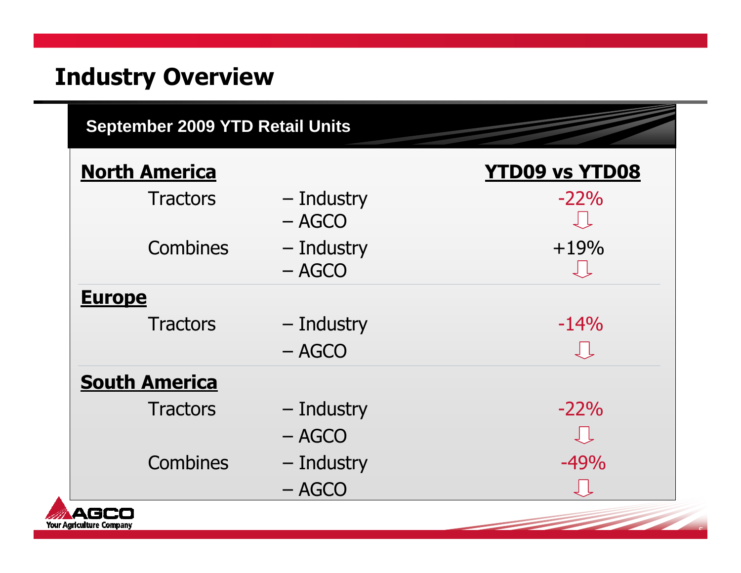# Industry Overview

## September 2009 YTD Retail Units

| | | | YTD09 vs YTD08 |
|---|---|---|---|
| **North America** | | | |
| | Tractors | – Industry | -22% |
| | | – AGCO | ⇩ |
| | Combines | – Industry | +19% |
| | | – AGCO | ⇩ |
| **Europe** | | | |
| | Tractors | – Industry | -14% |
| | | – AGCO | ⇩ |
| **South America** | | | |
| | Tractors | – Industry | -22% |
| | | – AGCO | ⇩ |
| | Combines | – Industry | -49% |
| | | – AGCO | ⇩ |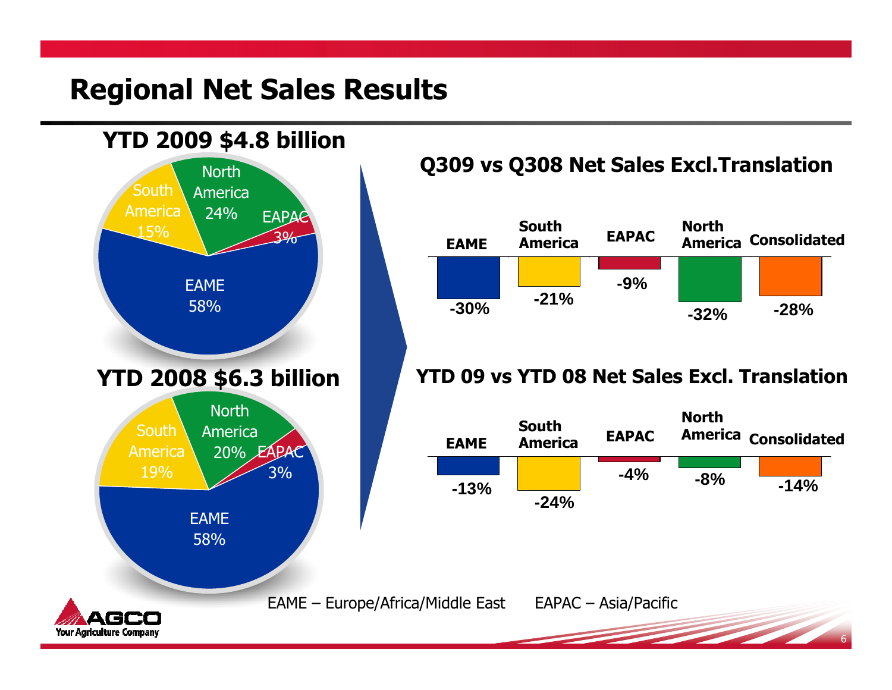# Regional Net Sales Results

## YTD 2009 $4.8 billion

| Region | Share |
|---|---|
| EAME | 58% |
| North America | 24% |
| South America | 15% |
| EAPAC | 3% |

## YTD 2008 $6.3 billion

| Region | Share |
|---|---|
| EAME | 58% |
| North America | 20% |
| South America | 19% |
| EAPAC | 3% |

## Q309 vs Q308 Net Sales Excl.Translation

| EAME | South America | EAPAC | North America | Consolidated |
|---|---|---|---|---|
| -30% | -21% | -9% | -32% | -28% |

## YTD 09 vs YTD 08 Net Sales Excl. Translation

| EAME | South America | EAPAC | North America | Consolidated |
|---|---|---|---|---|
| -13% | -24% | -4% | -8% | -14% |

EAME – Europe/Africa/Middle East EAPAC – Asia/Pacific

AGCO Your Agriculture Company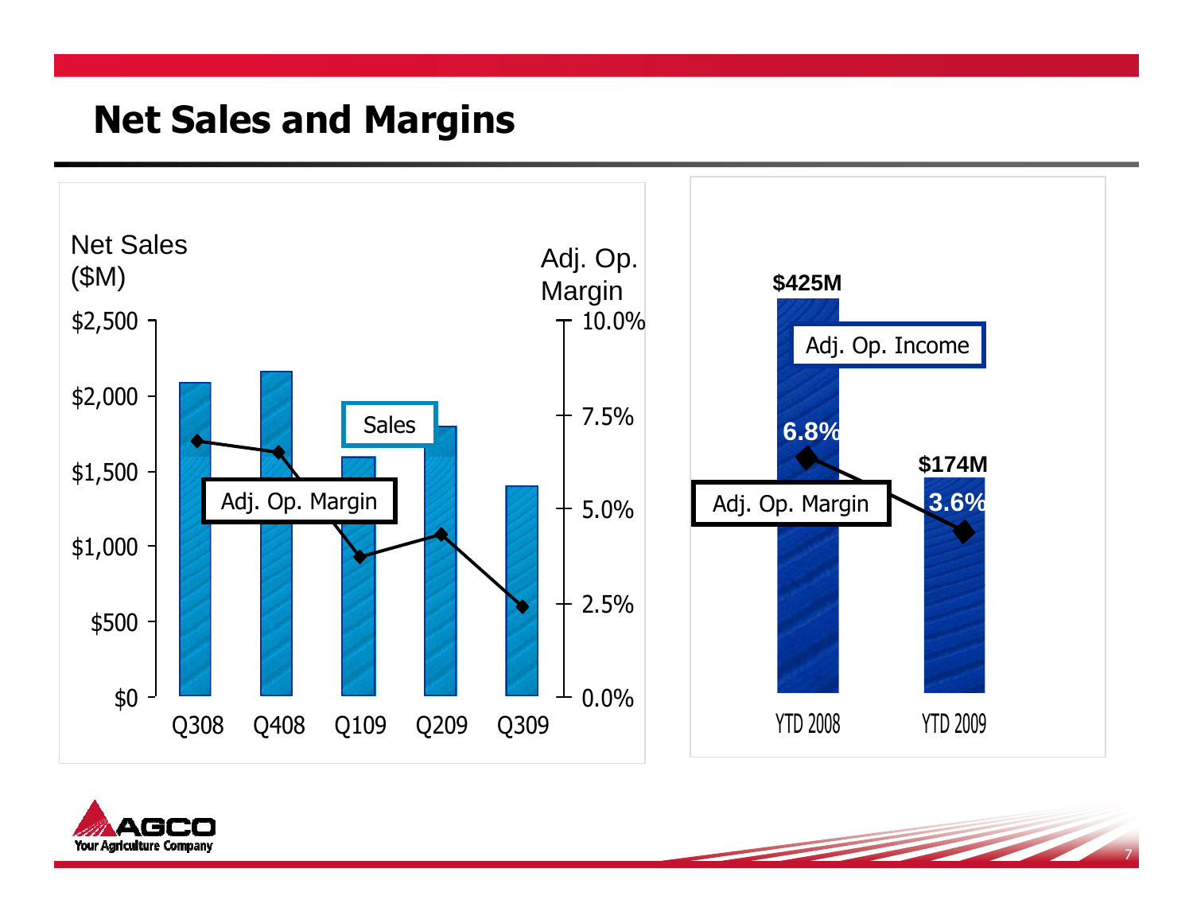# Net Sales and Margins

Net Sales ($M)

Adj. Op. Margin

$2,500, $2,000, $1,500, $1,000, $500, $0

10.0%, 7.5%, 5.0%, 2.5%, 0.0%

Sales

Adj. Op. Margin

Q308 Q408 Q109 Q209 Q309

$425M

Adj. Op. Income

6.8%

$174M

3.6%

Adj. Op. Margin

YTD 2008 YTD 2009

AGCO
Your Agriculture Company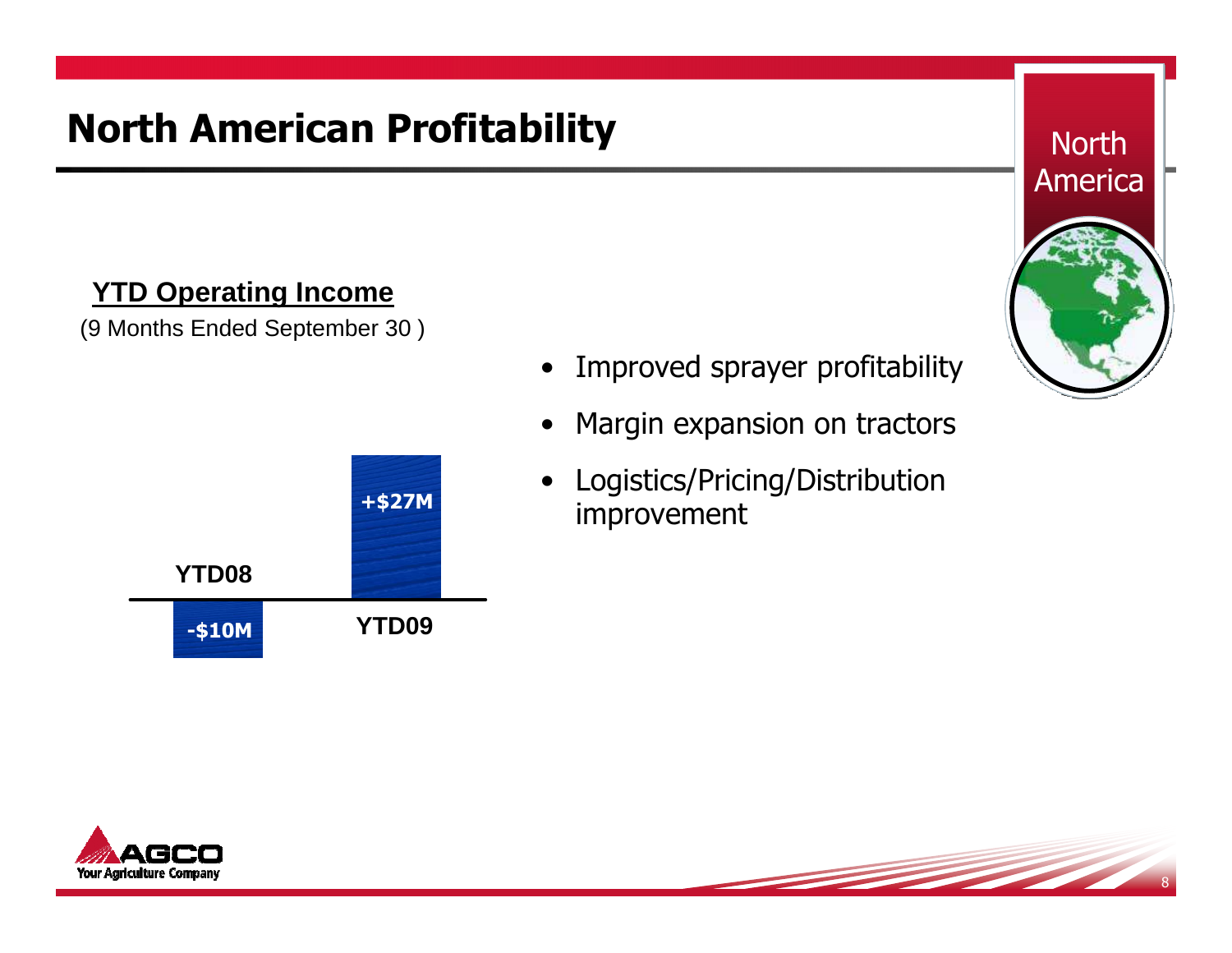# North American Profitability

North America

**YTD Operating Income**

(9 Months Ended September 30 )

| | YTD08 | YTD09 |
|---|---|---|
| Operating Income | -$10M | +$27M |

- Improved sprayer profitability
- Margin expansion on tractors
- Logistics/Pricing/Distribution improvement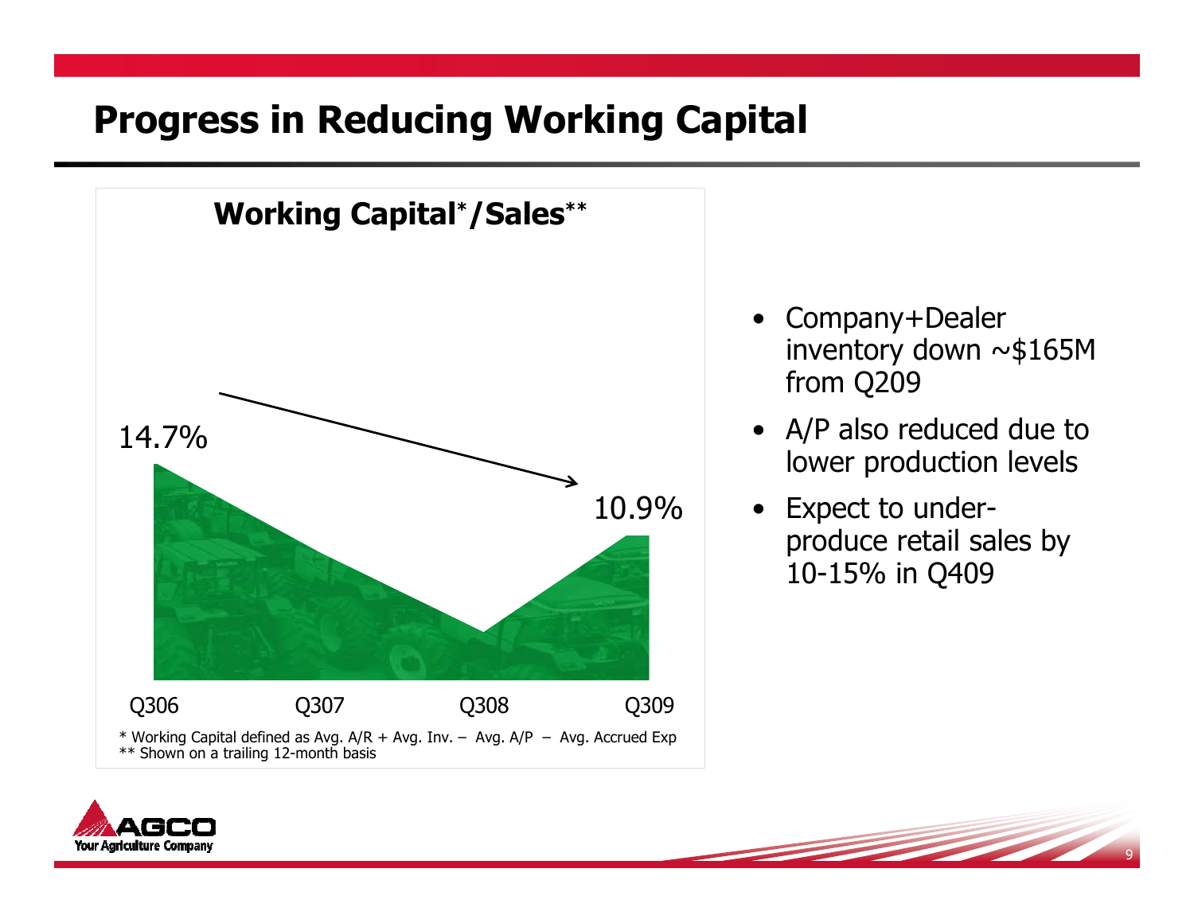# Progress in Reducing Working Capital

## Working Capital*/Sales**

14.7%

10.9%

Q306 Q307 Q308 Q309

* Working Capital defined as Avg. A/R + Avg. Inv. – Avg. A/P – Avg. Accrued Exp
** Shown on a trailing 12-month basis

- Company+Dealer inventory down ~$165M from Q209
- A/P also reduced due to lower production levels
- Expect to under-produce retail sales by 10-15% in Q409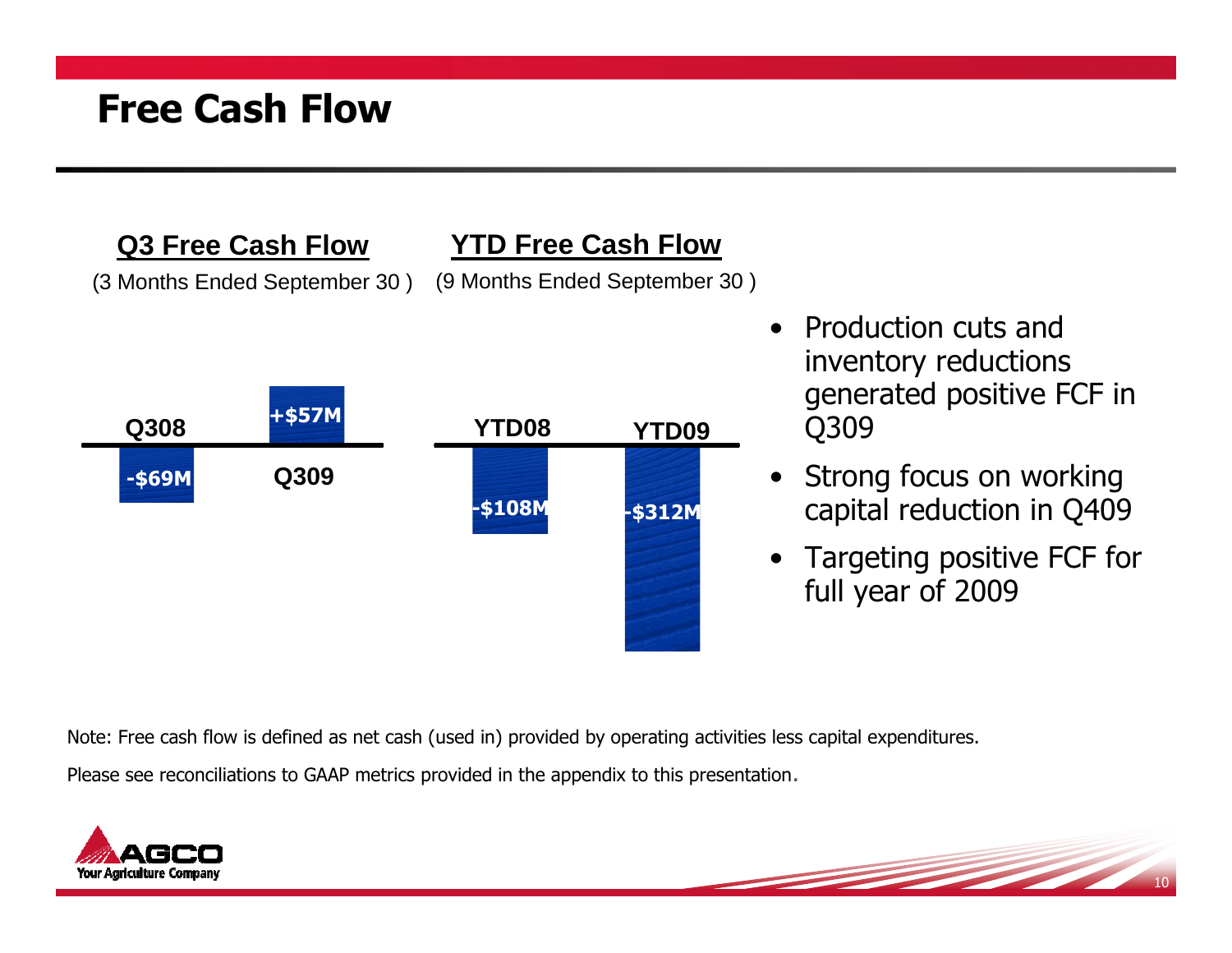# Free Cash Flow

**Q3 Free Cash Flow**

(3 Months Ended September 30 )

| Q308 | Q309 |
|---|---|
| -$69M | +$57M |

**YTD Free Cash Flow**

(9 Months Ended September 30 )

| YTD08 | YTD09 |
|---|---|
| -$108M | -$312M |

- Production cuts and inventory reductions generated positive FCF in Q309
- Strong focus on working capital reduction in Q409
- Targeting positive FCF for full year of 2009

Note: Free cash flow is defined as net cash (used in) provided by operating activities less capital expenditures.

Please see reconciliations to GAAP metrics provided in the appendix to this presentation.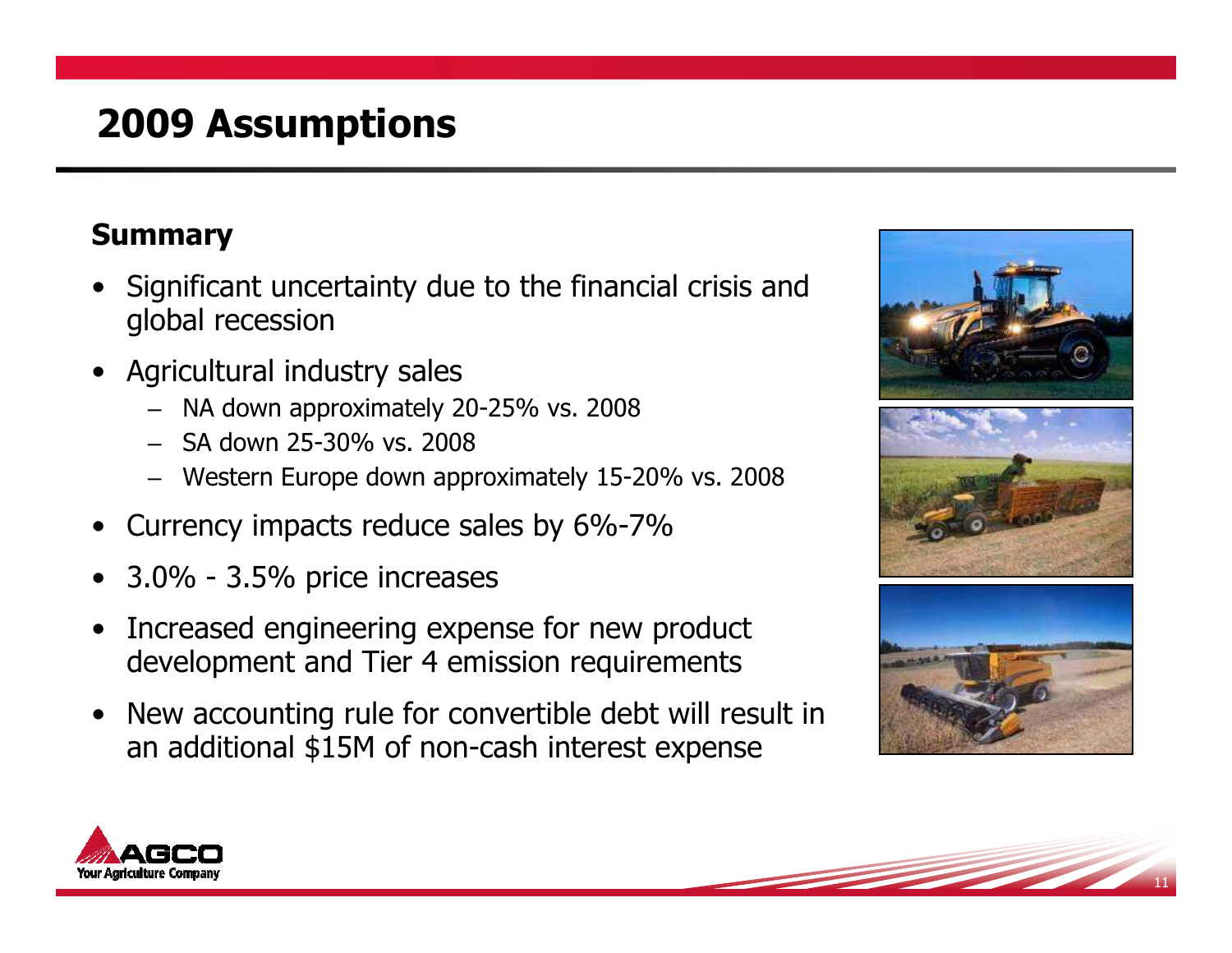# 2009 Assumptions

### Summary

- Significant uncertainty due to the financial crisis and global recession
- Agricultural industry sales
  - NA down approximately 20-25% vs. 2008
  - SA down 25-30% vs. 2008
  - Western Europe down approximately 15-20% vs. 2008
- Currency impacts reduce sales by 6%-7%
- 3.0% - 3.5% price increases
- Increased engineering expense for new product development and Tier 4 emission requirements
- New accounting rule for convertible debt will result in an additional $15M of non-cash interest expense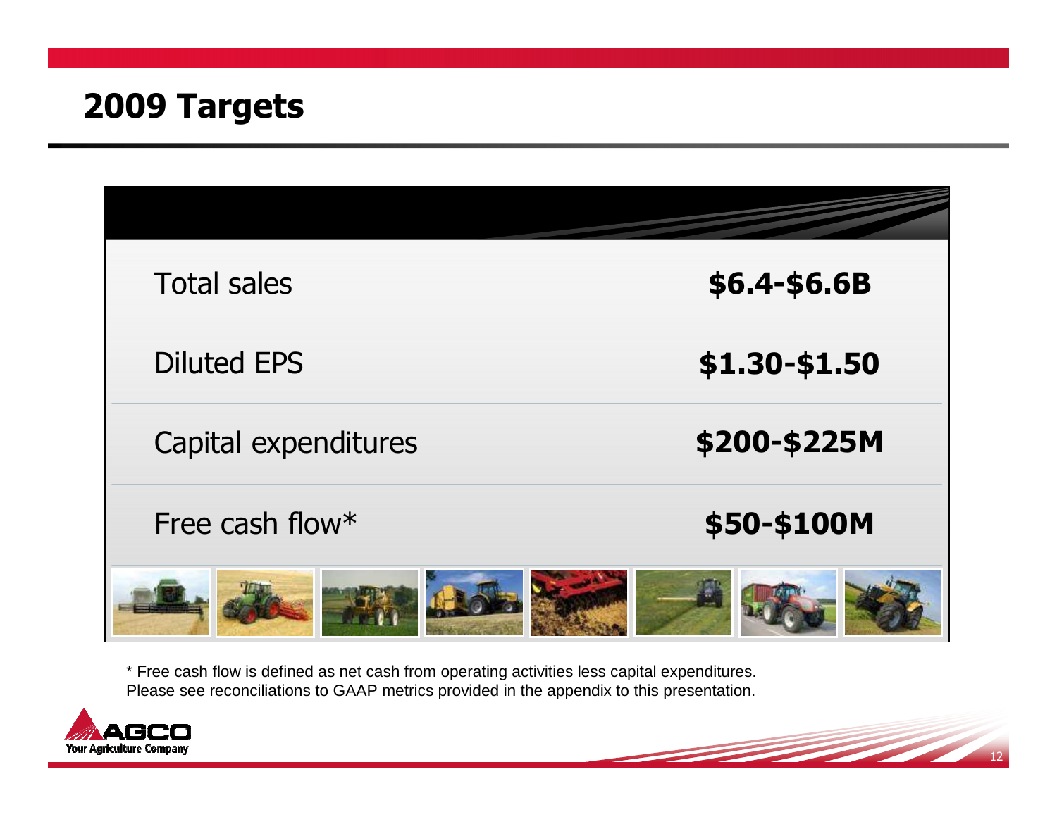# 2009 Targets

| | |
|---|---|
| Total sales | **$6.4-$6.6B** |
| Diluted EPS | **$1.30-$1.50** |
| Capital expenditures | **$200-$225M** |
| Free cash flow* | **$50-$100M** |

* Free cash flow is defined as net cash from operating activities less capital expenditures. Please see reconciliations to GAAP metrics provided in the appendix to this presentation.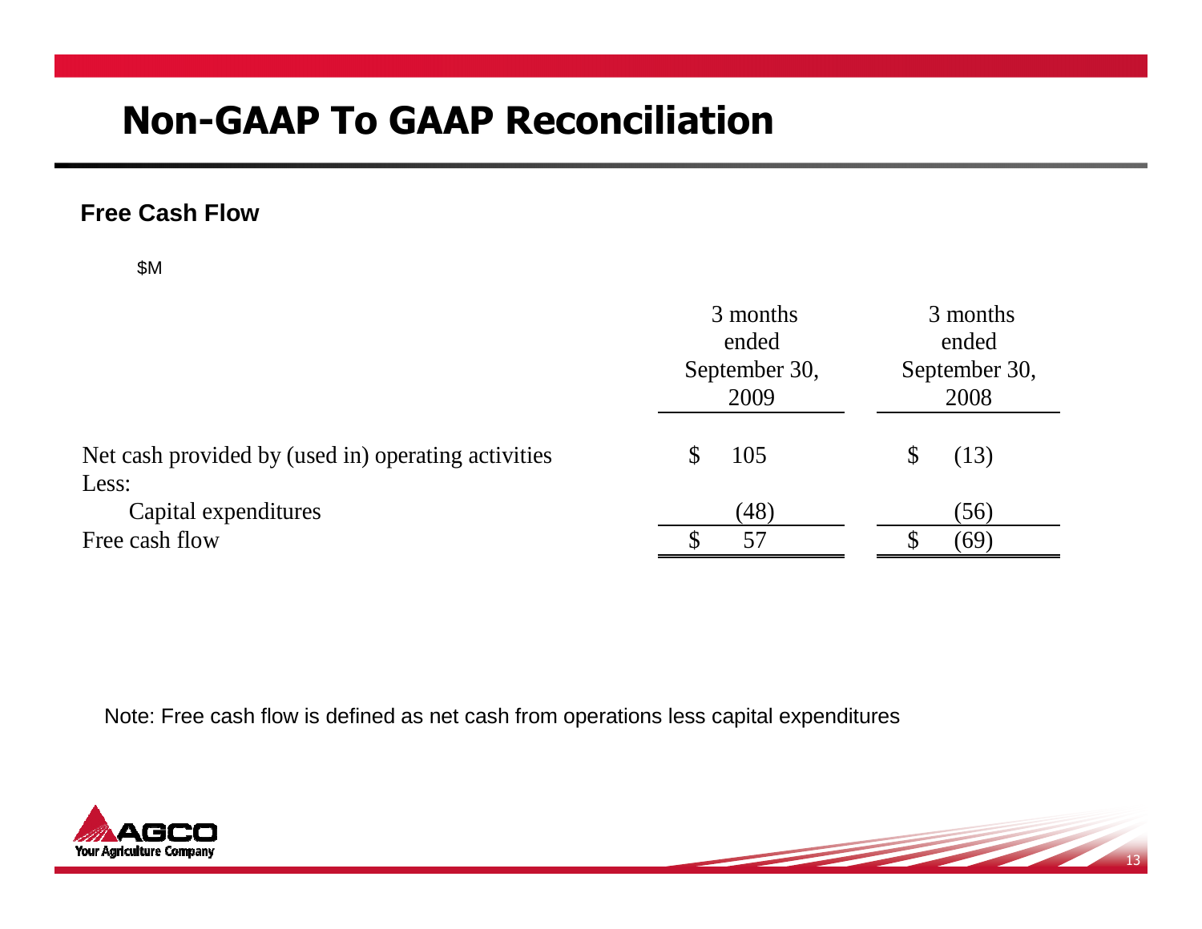# Non-GAAP To GAAP Reconciliation

## Free Cash Flow

$M

| | 3 months ended September 30, 2009 | 3 months ended September 30, 2008 |
|---|---|---|
| Net cash provided by (used in) operating activities | $ 105 | $ (13) |
| Less: | | |
| Capital expenditures | (48) | (56) |
| Free cash flow | $ 57 | $ (69) |

Note: Free cash flow is defined as net cash from operations less capital expenditures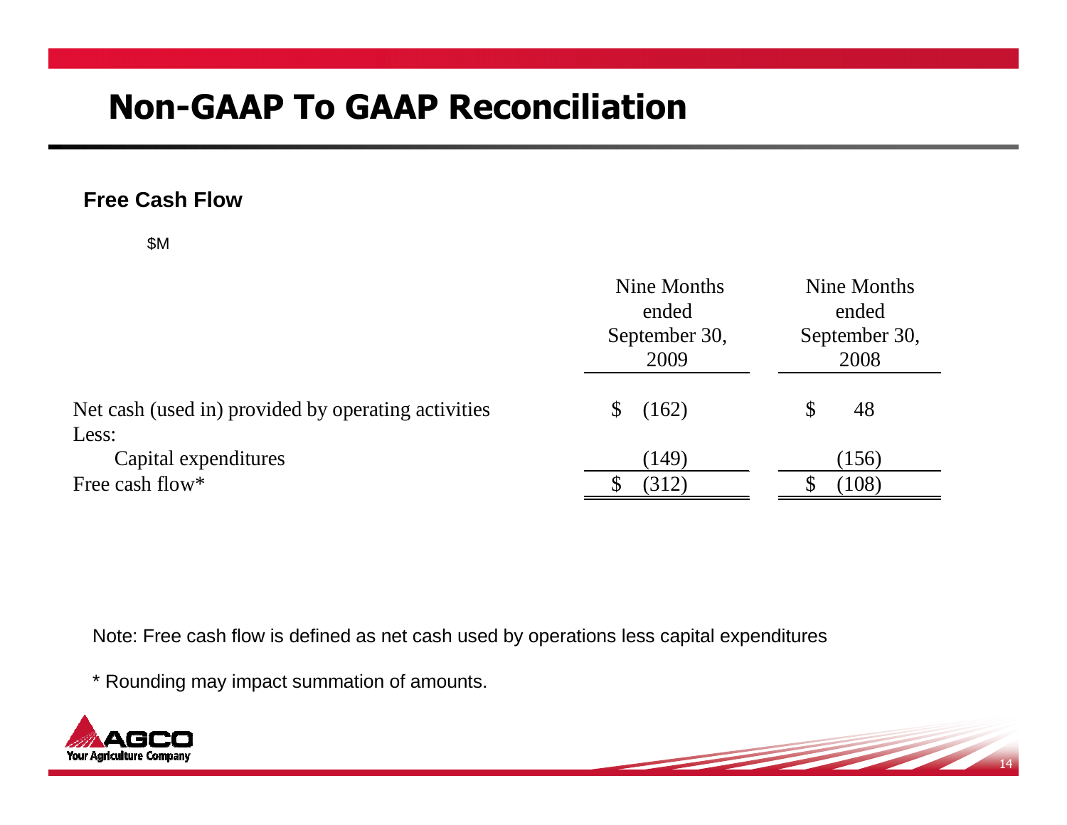# Non-GAAP To GAAP Reconciliation

### Free Cash Flow

$M

| | Nine Months ended September 30, 2009 | Nine Months ended September 30, 2008 |
|---|---|---|
| Net cash (used in) provided by operating activities | $ (162) | $ 48 |
| Less: | | |
| Capital expenditures | (149) | (156) |
| Free cash flow* | $ (312) | $ (108) |

Note: Free cash flow is defined as net cash used by operations less capital expenditures

* Rounding may impact summation of amounts.

AGCO
Your Agriculture Company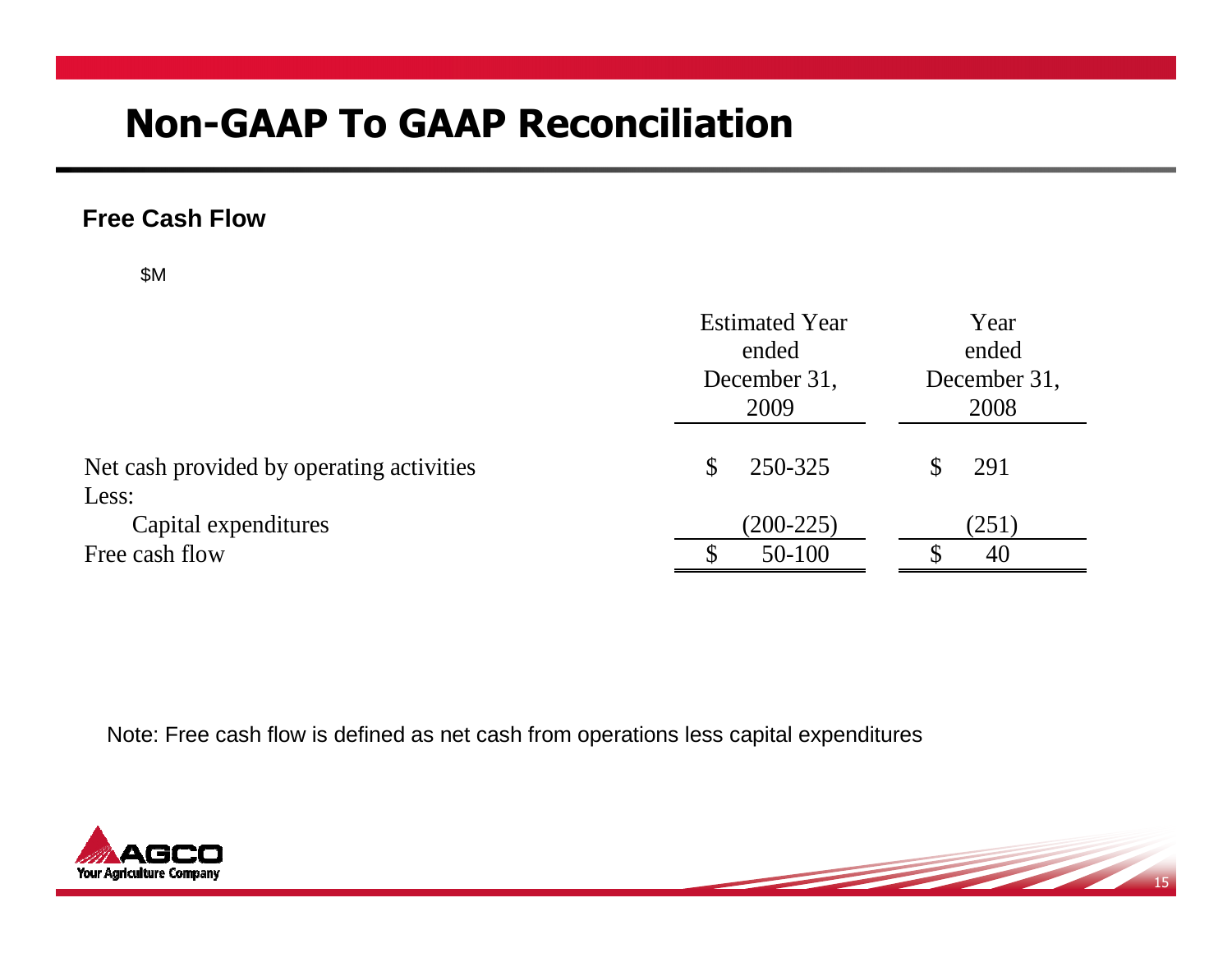# Non-GAAP To GAAP Reconciliation

**Free Cash Flow**

$M

| | Estimated Year ended December 31, 2009 | Year ended December 31, 2008 |
|---|---|---|
| Net cash provided by operating activities | $ 250-325 | $ 291 |
| Less: | | |
| Capital expenditures | (200-225) | (251) |
| Free cash flow | $ 50-100 | $ 40 |

Note: Free cash flow is defined as net cash from operations less capital expenditures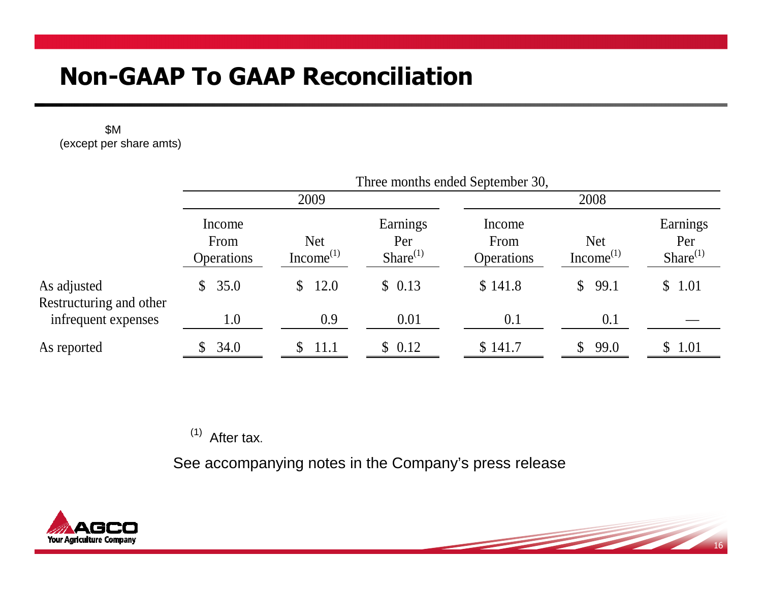# Non-GAAP To GAAP Reconciliation

$M
(except per share amts)

| | Three months ended September 30, | | | | | |
|---|---|---|---|---|---|---|
| | 2009 | | | 2008 | | |
| | Income From Operations | Net Income[(1)] | Earnings Per Share[(1)] | Income From Operations | Net Income[(1)] | Earnings Per Share[(1)] |
| As adjusted | $ 35.0 | $ 12.0 | $ 0.13 | $ 141.8 | $ 99.1 | $ 1.01 |
| Restructuring and other infrequent expenses | 1.0 | 0.9 | 0.01 | 0.1 | 0.1 | — |
| As reported | $ 34.0 | $ 11.1 | $ 0.12 | $ 141.7 | $ 99.0 | $ 1.01 |

(1) After tax.

See accompanying notes in the Company's press release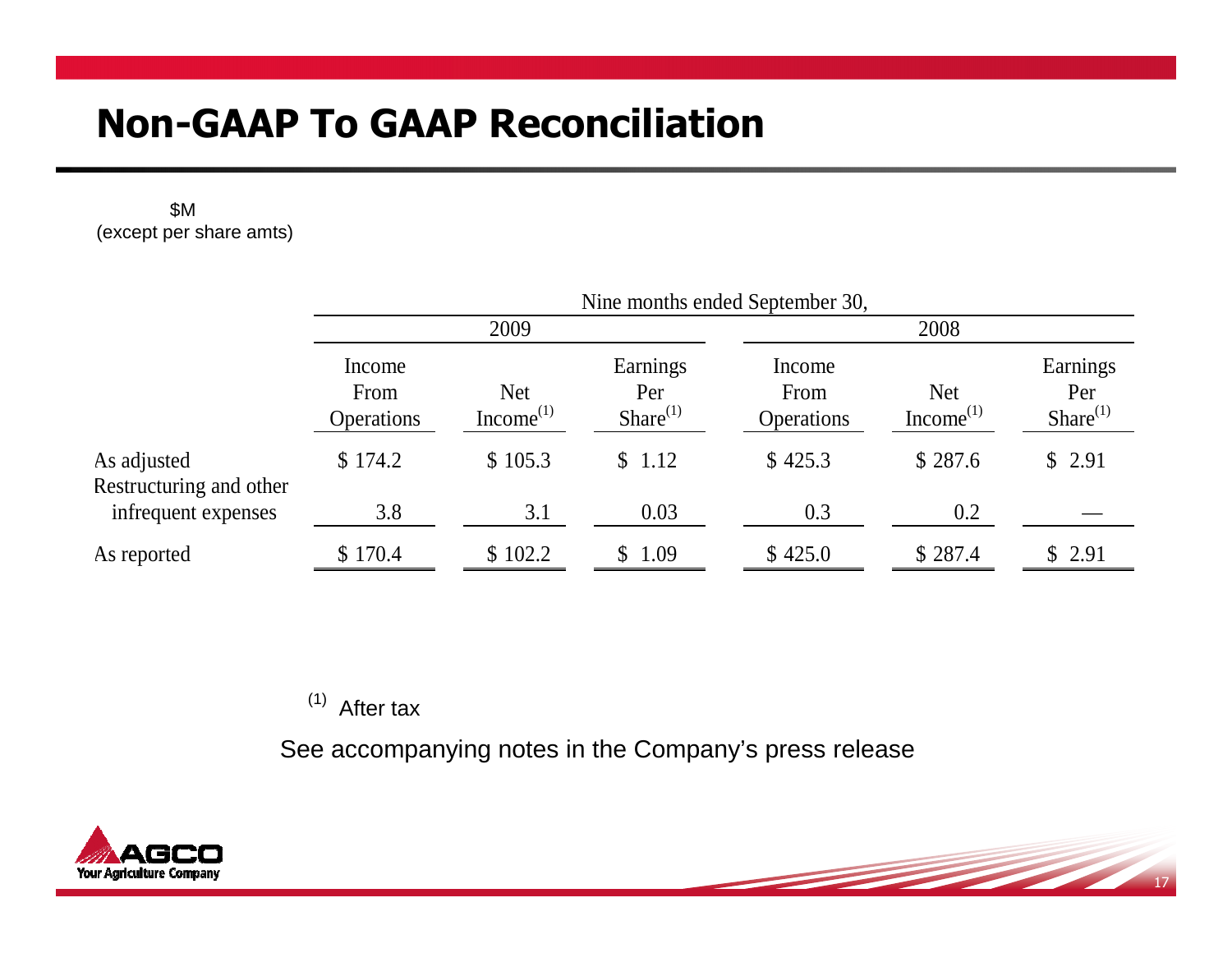# Non-GAAP To GAAP Reconciliation

$M
(except per share amts)

| | Nine months ended September 30, | | | | | |
|---|---|---|---|---|---|---|
| | 2009 | | | 2008 | | |
| | Income From Operations | Net Income(1) | Earnings Per Share(1) | Income From Operations | Net Income(1) | Earnings Per Share(1) |
| As adjusted | $ 174.2 | $ 105.3 | $ 1.12 | $ 425.3 | $ 287.6 | $ 2.91 |
| Restructuring and other infrequent expenses | 3.8 | 3.1 | 0.03 | 0.3 | 0.2 | — |
| As reported | $ 170.4 | $ 102.2 | $ 1.09 | $ 425.0 | $ 287.4 | $ 2.91 |

(1) After tax

See accompanying notes in the Company's press release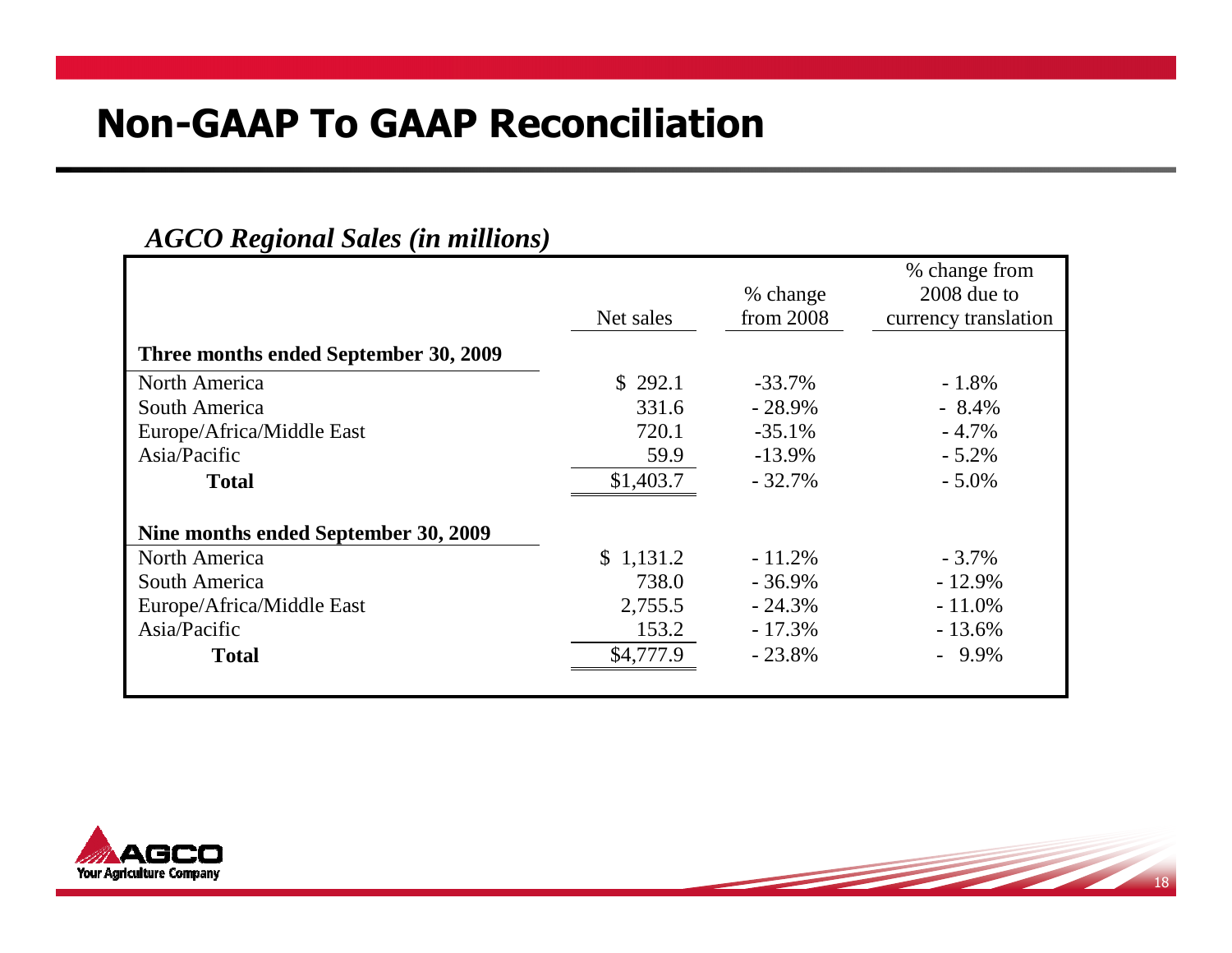# Non-GAAP To GAAP Reconciliation

*AGCO Regional Sales (in millions)*

| | Net sales | % change from 2008 | % change from 2008 due to currency translation |
|---|---|---|---|
| **Three months ended September 30, 2009** | | | |
| North America | $ 292.1 | -33.7% | - 1.8% |
| South America | 331.6 | - 28.9% | - 8.4% |
| Europe/Africa/Middle East | 720.1 | -35.1% | - 4.7% |
| Asia/Pacific | 59.9 | -13.9% | - 5.2% |
| **Total** | $1,403.7 | - 32.7% | - 5.0% |
| **Nine months ended September 30, 2009** | | | |
| North America | $ 1,131.2 | - 11.2% | - 3.7% |
| South America | 738.0 | - 36.9% | - 12.9% |
| Europe/Africa/Middle East | 2,755.5 | - 24.3% | - 11.0% |
| Asia/Pacific | 153.2 | - 17.3% | - 13.6% |
| **Total** | $4,777.9 | - 23.8% | - 9.9% |